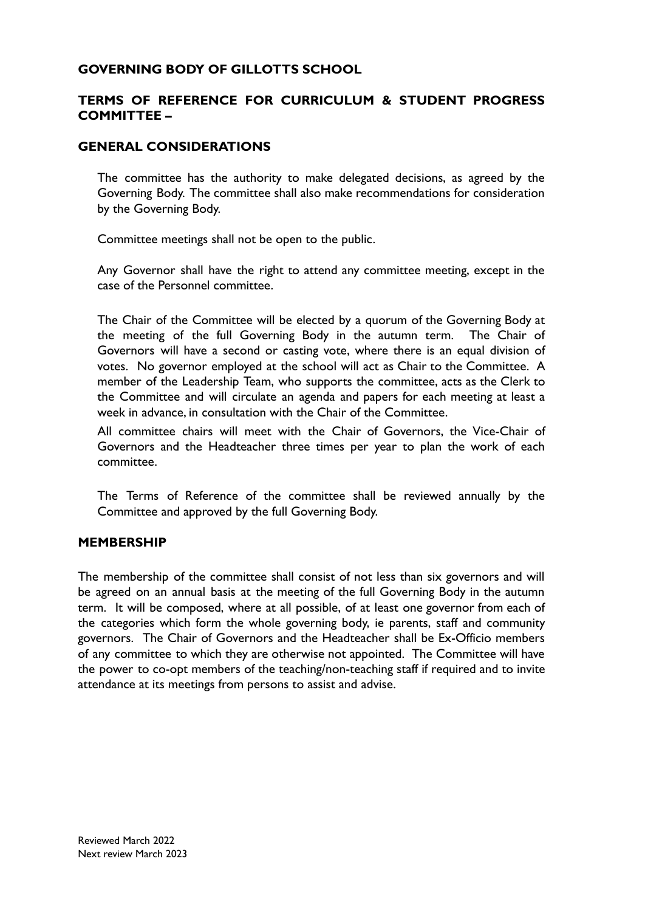**GOVERNING BODY OF GILLOTTS SCHOOL**

**TERMS OF REFERENCE FOR CURRICULUM & STUDENT PROGRESS COMMITTEE –**

**GENERAL CONSIDERATIONS**

The committee has the authority to make delegated decisions, as agreed by the Governing Body. The committee shall also make recommendations for consideration by the Governing Body.

Committee meetings shall not be open to the public.

Any Governor shall have the right to attend any committee meeting, except in the case of the Personnel committee.

The Chair of the Committee will be elected by a quorum of the Governing Body at the meeting of the full Governing Body in the autumn term. The Chair of Governors will have a second or casting vote, where there is an equal division of votes. No governor employed at the school will act as Chair to the Committee. A member of the Leadership Team, who supports the committee, acts as the Clerk to the Committee and will circulate an agenda and papers for each meeting at least a week in advance, in consultation with the Chair of the Committee.

All committee chairs will meet with the Chair of Governors, the Vice-Chair of Governors and the Headteacher three times per year to plan the work of each committee.

The Terms of Reference of the committee shall be reviewed annually by the Committee and approved by the full Governing Body.

**MEMBERSHIP**

The membership of the committee shall consist of not less than six governors and will be agreed on an annual basis at the meeting of the full Governing Body in the autumn term. It will be composed, where at all possible, of at least one governor from each of the categories which form the whole governing body, ie parents, staff and community governors. The Chair of Governors and the Headteacher shall be Ex-Officio members of any committee to which they are otherwise not appointed. The Committee will have the power to co-opt members of the teaching/non-teaching staff if required and to invite attendance at its meetings from persons to assist and advise.

Reviewed March 2022
Next review March 2023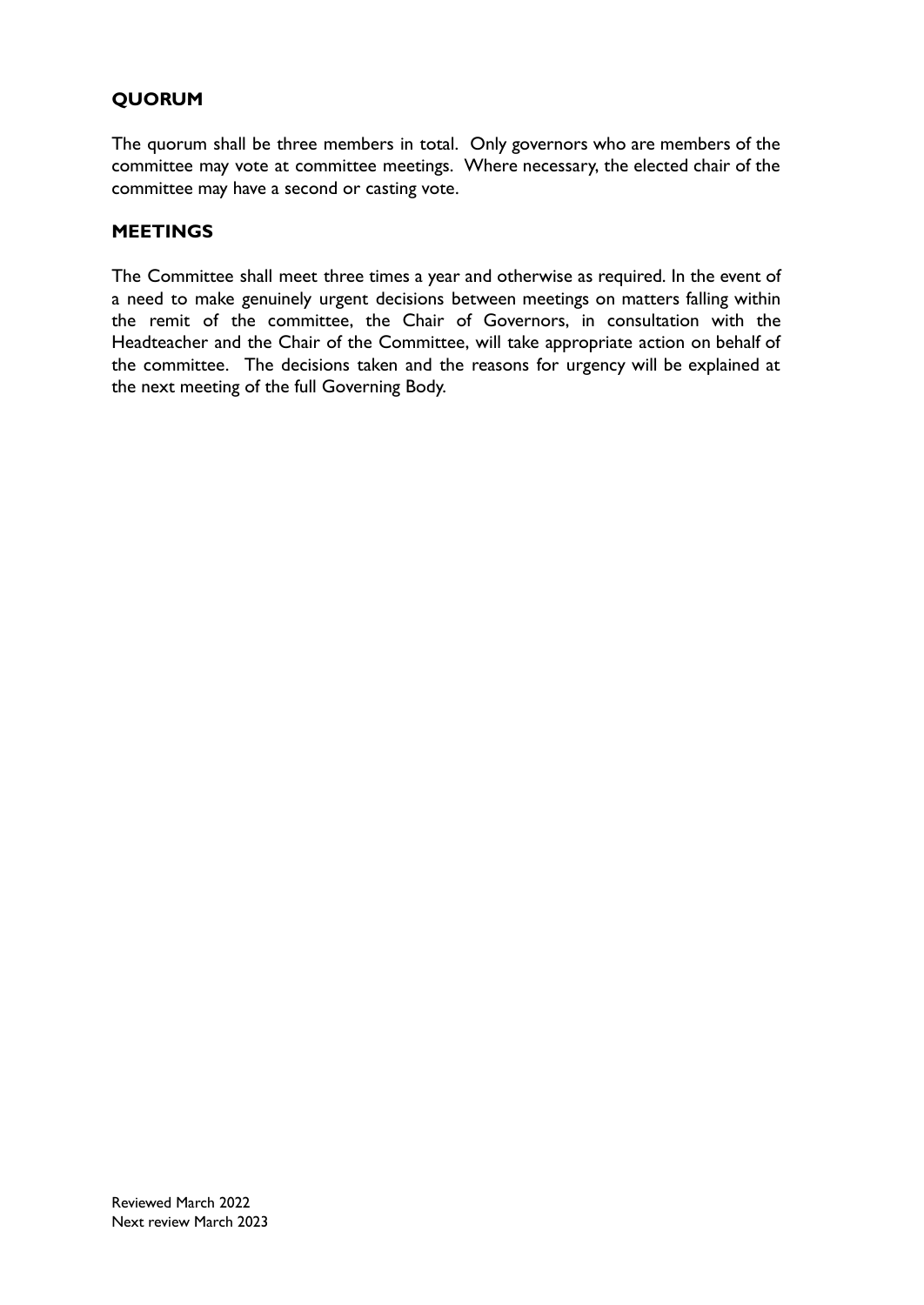## QUORUM

The quorum shall be three members in total. Only governors who are members of the committee may vote at committee meetings. Where necessary, the elected chair of the committee may have a second or casting vote.

## MEETINGS

The Committee shall meet three times a year and otherwise as required. In the event of a need to make genuinely urgent decisions between meetings on matters falling within the remit of the committee, the Chair of Governors, in consultation with the Headteacher and the Chair of the Committee, will take appropriate action on behalf of the committee. The decisions taken and the reasons for urgency will be explained at the next meeting of the full Governing Body.

Reviewed March 2022
Next review March 2023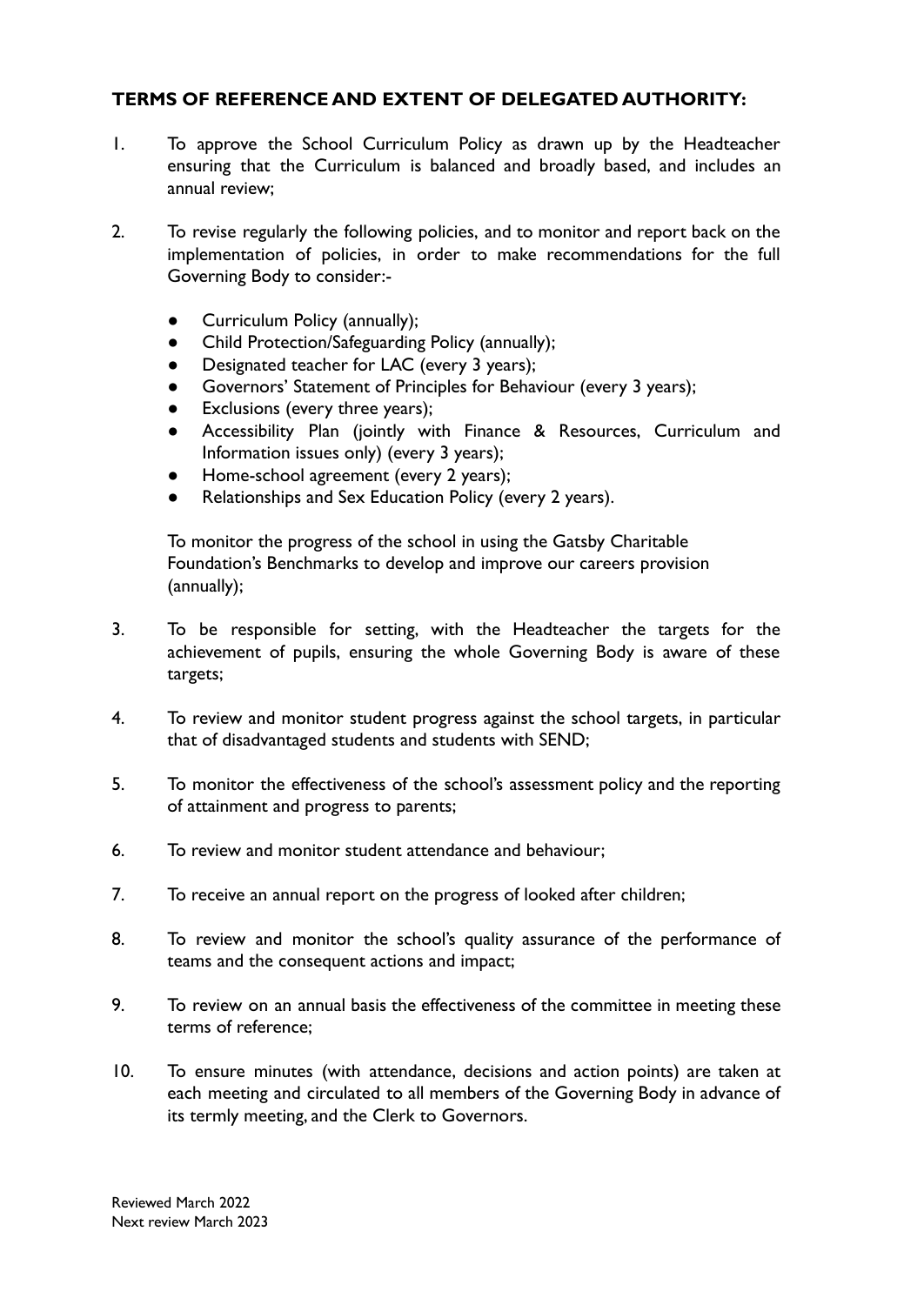**TERMS OF REFERENCE AND EXTENT OF DELEGATED AUTHORITY:**

1. To approve the School Curriculum Policy as drawn up by the Headteacher ensuring that the Curriculum is balanced and broadly based, and includes an annual review;

2. To revise regularly the following policies, and to monitor and report back on the implementation of policies, in order to make recommendations for the full Governing Body to consider:-

   - Curriculum Policy (annually);
   - Child Protection/Safeguarding Policy (annually);
   - Designated teacher for LAC (every 3 years);
   - Governors' Statement of Principles for Behaviour (every 3 years);
   - Exclusions (every three years);
   - Accessibility Plan (jointly with Finance & Resources, Curriculum and Information issues only) (every 3 years);
   - Home-school agreement (every 2 years);
   - Relationships and Sex Education Policy (every 2 years).

   To monitor the progress of the school in using the Gatsby Charitable Foundation's Benchmarks to develop and improve our careers provision (annually);

3. To be responsible for setting, with the Headteacher the targets for the achievement of pupils, ensuring the whole Governing Body is aware of these targets;

4. To review and monitor student progress against the school targets, in particular that of disadvantaged students and students with SEND;

5. To monitor the effectiveness of the school's assessment policy and the reporting of attainment and progress to parents;

6. To review and monitor student attendance and behaviour;

7. To receive an annual report on the progress of looked after children;

8. To review and monitor the school's quality assurance of the performance of teams and the consequent actions and impact;

9. To review on an annual basis the effectiveness of the committee in meeting these terms of reference;

10. To ensure minutes (with attendance, decisions and action points) are taken at each meeting and circulated to all members of the Governing Body in advance of its termly meeting, and the Clerk to Governors.

Reviewed March 2022
Next review March 2023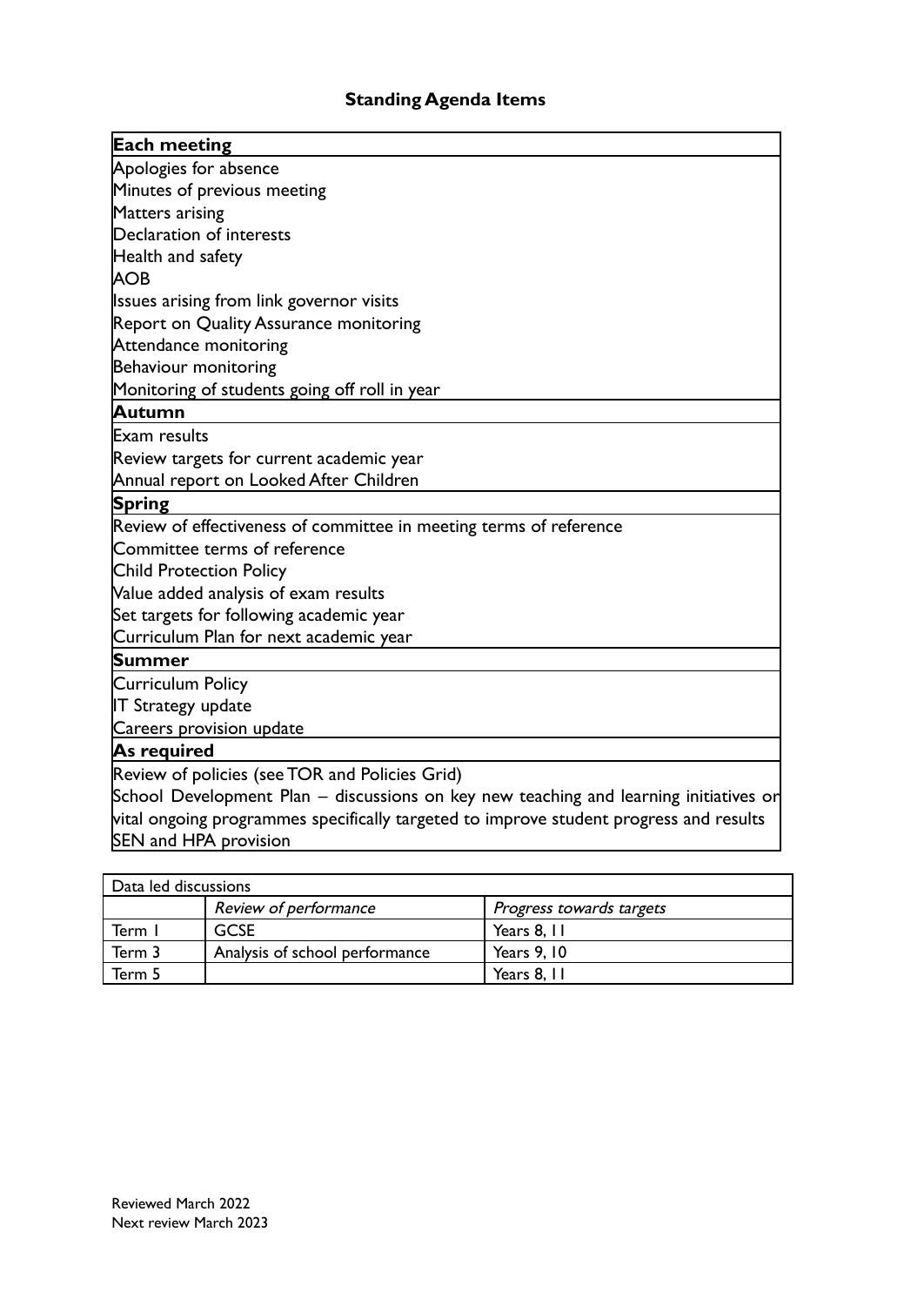## Standing Agenda Items

| |
|---|
| **Each meeting** |
| Apologies for absence |
| Minutes of previous meeting |
| Matters arising |
| Declaration of interests |
| Health and safety |
| AOB |
| Issues arising from link governor visits |
| Report on Quality Assurance monitoring |
| Attendance monitoring |
| Behaviour monitoring |
| Monitoring of students going off roll in year |
| **Autumn** |
| Exam results |
| Review targets for current academic year |
| Annual report on Looked After Children |
| **Spring** |
| Review of effectiveness of committee in meeting terms of reference |
| Committee terms of reference |
| Child Protection Policy |
| Value added analysis of exam results |
| Set targets for following academic year |
| Curriculum Plan for next academic year |
| **Summer** |
| Curriculum Policy |
| IT Strategy update |
| Careers provision update |
| **As required** |
| Review of policies (see TOR and Policies Grid) |
| School Development Plan – discussions on key new teaching and learning initiatives or vital ongoing programmes specifically targeted to improve student progress and results |
| SEN and HPA provision |

| Data led discussions | | |
|---|---|---|
| | *Review of performance* | *Progress towards targets* |
| Term 1 | GCSE | Years 8, 11 |
| Term 3 | Analysis of school performance | Years 9, 10 |
| Term 5 | | Years 8, 11 |

Reviewed March 2022
Next review March 2023